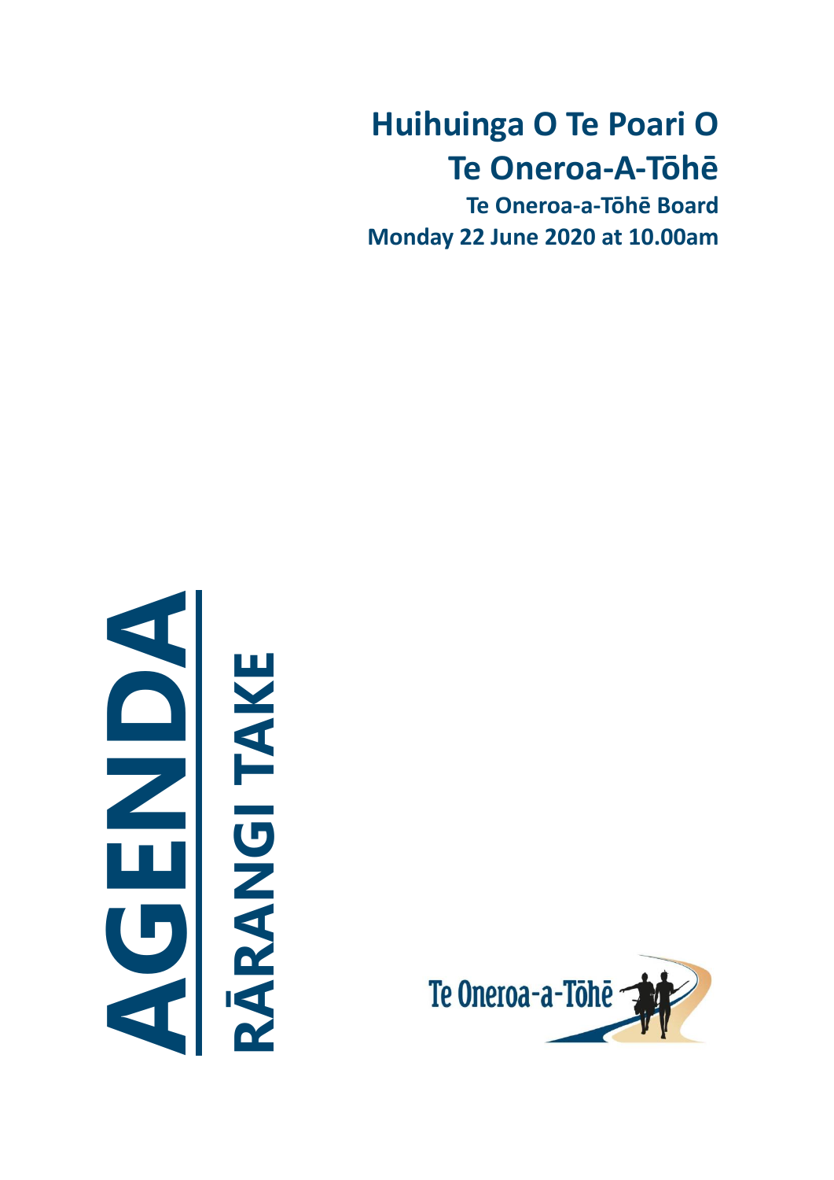# Huihuinga O Te Poari O Te Oneroa-A-Tōhē

**Te Oneroa-a-Tōhē Board**

**Monday 22 June 2020 at 10.00am**

# AGENDA

## RĀRANGI TAKE

Te Oneroa-a-Tōhē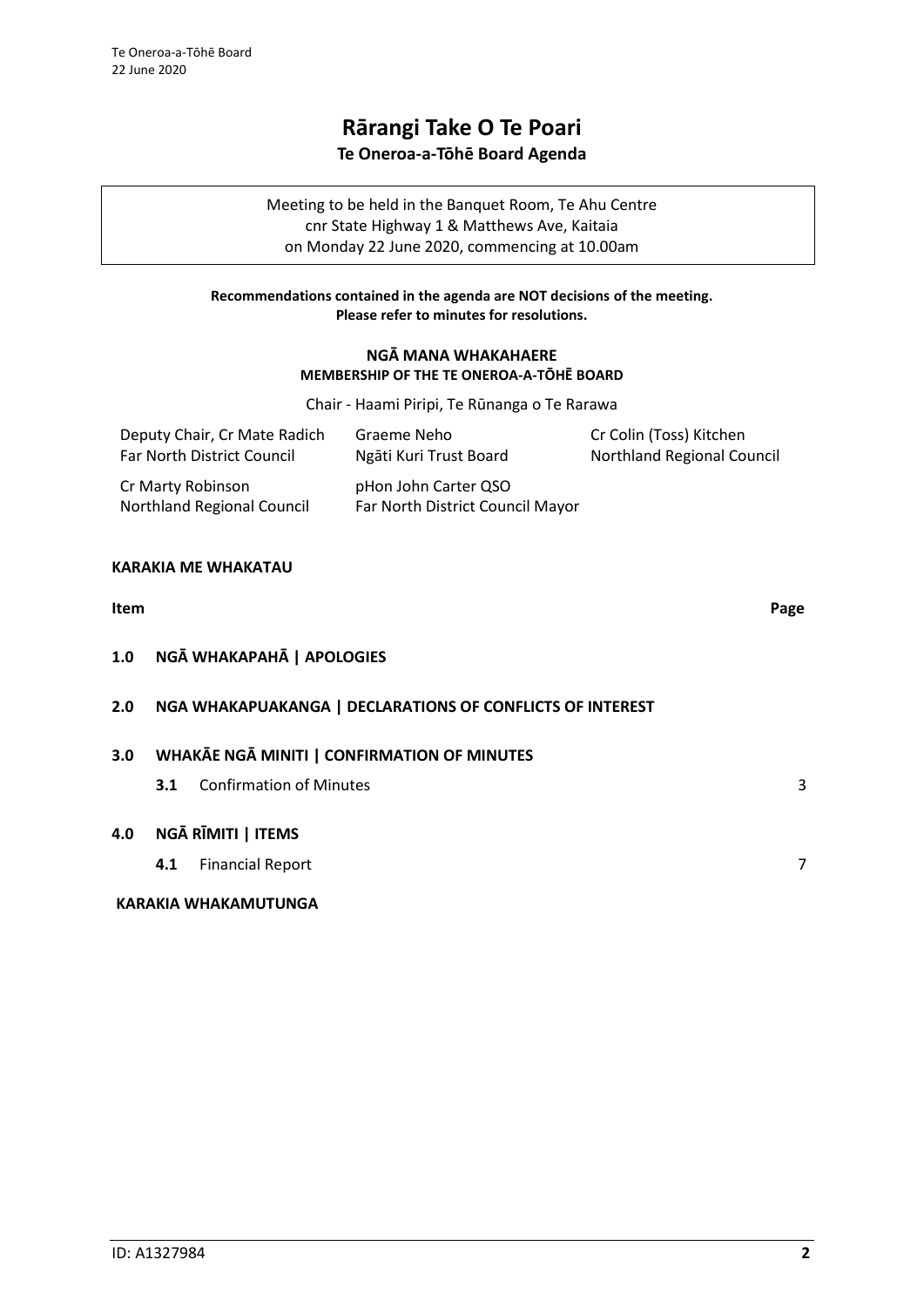# Rārangi Take O Te Poari

## Te Oneroa-a-Tōhē Board Agenda

Meeting to be held in the Banquet Room, Te Ahu Centre
cnr State Highway 1 & Matthews Ave, Kaitaia
on Monday 22 June 2020, commencing at 10.00am

**Recommendations contained in the agenda are NOT decisions of the meeting. Please refer to minutes for resolutions.**

**NGĀ MANA WHAKAHAERE**
**MEMBERSHIP OF THE TE ONEROA-A-TŌHĒ BOARD**

Chair - Haami Piripi, Te Rūnanga o Te Rarawa

| | | |
|---|---|---|
| Deputy Chair, Cr Mate Radich<br>Far North District Council | Graeme Neho<br>Ngāti Kuri Trust Board | Cr Colin (Toss) Kitchen<br>Northland Regional Council |
| Cr Marty Robinson<br>Northland Regional Council | pHon John Carter QSO<br>Far North District Council Mayor | |

**KARAKIA ME WHAKATAU**

| Item | | Page |
|---|---|---|
| **1.0** | **NGĀ WHAKAPAHĀ \| APOLOGIES** | |
| **2.0** | **NGA WHAKAPUAKANGA \| DECLARATIONS OF CONFLICTS OF INTEREST** | |
| **3.0** | **WHAKĀE NGĀ MINITI \| CONFIRMATION OF MINUTES** | |
| | **3.1** Confirmation of Minutes | 3 |
| **4.0** | **NGĀ RĪMITI \| ITEMS** | |
| | **4.1** Financial Report | 7 |

**KARAKIA WHAKAMUTUNGA**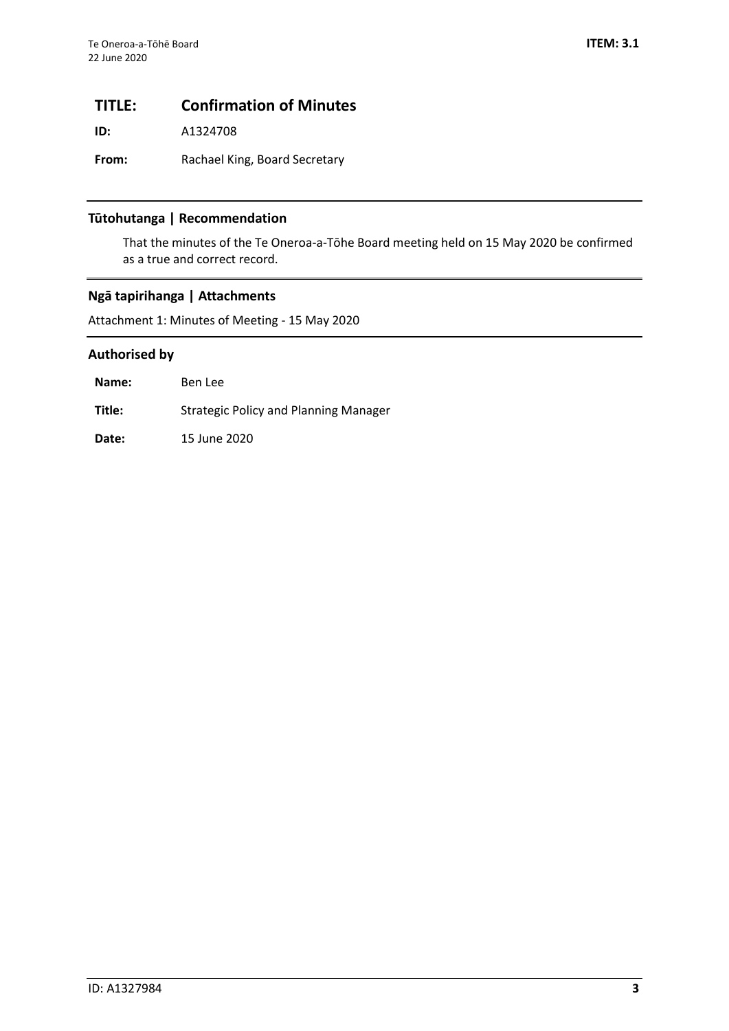## TITLE: Confirmation of Minutes

**ID:** A1324708

**From:** Rachael King, Board Secretary

### Tūtohutanga | Recommendation

That the minutes of the Te Oneroa-a-Tōhe Board meeting held on 15 May 2020 be confirmed as a true and correct record.

### Ngā tapirihanga | Attachments

Attachment 1: Minutes of Meeting - 15 May 2020

### Authorised by

**Name:** Ben Lee

**Title:** Strategic Policy and Planning Manager

**Date:** 15 June 2020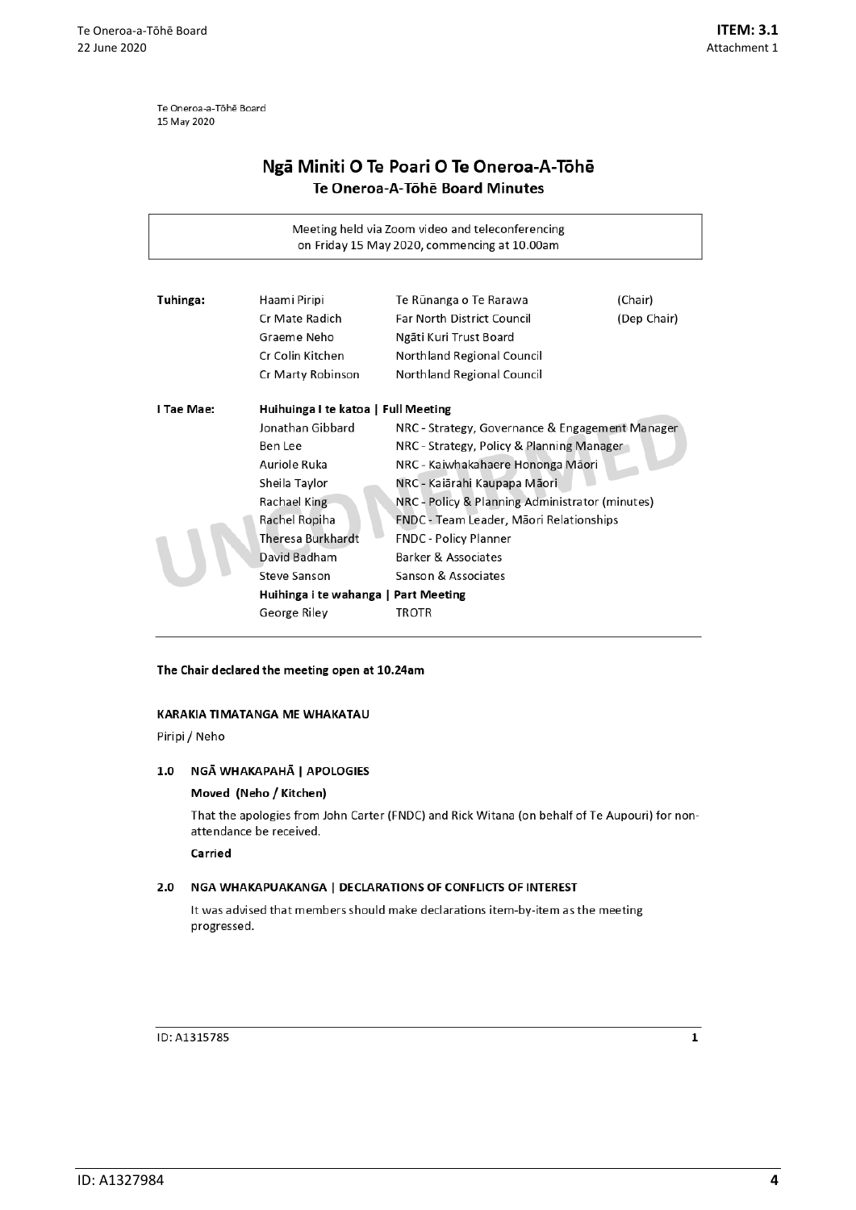Te Oneroa-a-Tōhē Board
15 May 2020

# Ngā Miniti O Te Poari O Te Oneroa-A-Tōhē
## Te Oneroa-A-Tōhē Board Minutes

Meeting held via Zoom video and teleconferencing
on Friday 15 May 2020, commencing at 10.00am

| | | | |
|---|---|---|---|
| **Tuhinga:** | Haami Piripi | Te Rūnanga o Te Rarawa | (Chair) |
| | Cr Mate Radich | Far North District Council | (Dep Chair) |
| | Graeme Neho | Ngāti Kuri Trust Board | |
| | Cr Colin Kitchen | Northland Regional Council | |
| | Cr Marty Robinson | Northland Regional Council | |
| **I Tae Mae:** | **Huihuinga I te katoa \| Full Meeting** | | |
| | Jonathan Gibbard | NRC - Strategy, Governance & Engagement Manager | |
| | Ben Lee | NRC - Strategy, Policy & Planning Manager | |
| | Auriole Ruka | NRC - Kaiwhakahaere Hononga Māori | |
| | Sheila Taylor | NRC - Kaiārahi Kaupapa Māori | |
| | Rachael King | NRC - Policy & Planning Administrator (minutes) | |
| | Rachel Ropiha | FNDC - Team Leader, Māori Relationships | |
| | Theresa Burkhardt | FNDC - Policy Planner | |
| | David Badham | Barker & Associates | |
| | Steve Sanson | Sanson & Associates | |
| | **Huihinga i te wahanga \| Part Meeting** | | |
| | George Riley | TROTR | |

**The Chair declared the meeting open at 10.24am**

#### KARAKIA TIMATANGA ME WHAKATAU

Piripi / Neho

#### 1.0 NGĀ WHAKAPAHĀ | APOLOGIES

**Moved (Neho / Kitchen)**

That the apologies from John Carter (FNDC) and Rick Witana (on behalf of Te Aupouri) for non-attendance be received.

**Carried**

#### 2.0 NGA WHAKAPUAKANGA | DECLARATIONS OF CONFLICTS OF INTEREST

It was advised that members should make declarations item-by-item as the meeting progressed.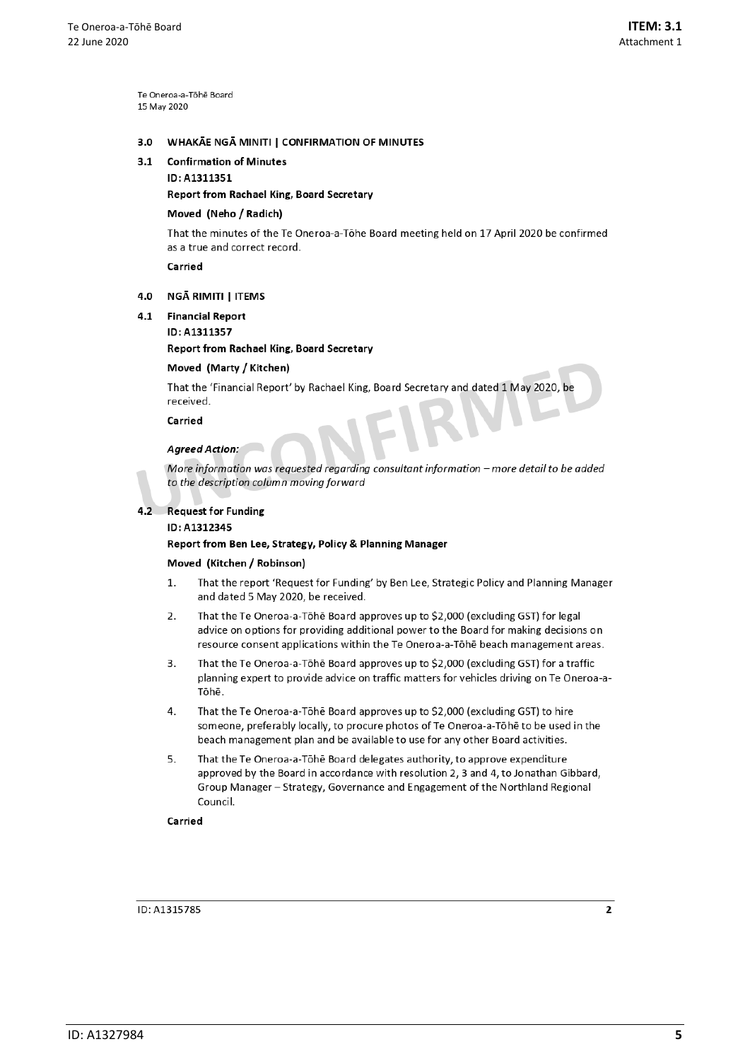Te Oneroa-a-Tōhē Board
15 May 2020

## 3.0 WHAKĀE NGĀ MINITI | CONFIRMATION OF MINUTES

### 3.1 Confirmation of Minutes

**ID: A1311351**

**Report from Rachael King, Board Secretary**

**Moved (Neho / Radich)**

That the minutes of the Te Oneroa-a-Tōhe Board meeting held on 17 April 2020 be confirmed as a true and correct record.

**Carried**

## 4.0 NGĀ RIMITI | ITEMS

### 4.1 Financial Report

**ID: A1311357**

**Report from Rachael King, Board Secretary**

**Moved (Marty / Kitchen)**

That the 'Financial Report' by Rachael King, Board Secretary and dated 1 May 2020, be received.

**Carried**

***Agreed Action:***

*More information was requested regarding consultant information – more detail to be added to the description column moving forward*

### 4.2 Request for Funding

**ID: A1312345**

**Report from Ben Lee, Strategy, Policy & Planning Manager**

**Moved (Kitchen / Robinson)**

1. That the report 'Request for Funding' by Ben Lee, Strategic Policy and Planning Manager and dated 5 May 2020, be received.
2. That the Te Oneroa-a-Tōhē Board approves up to $2,000 (excluding GST) for legal advice on options for providing additional power to the Board for making decisions on resource consent applications within the Te Oneroa-a-Tōhē beach management areas.
3. That the Te Oneroa-a-Tōhē Board approves up to $2,000 (excluding GST) for a traffic planning expert to provide advice on traffic matters for vehicles driving on Te Oneroa-a-Tōhē.
4. That the Te Oneroa-a-Tōhē Board approves up to $2,000 (excluding GST) to hire someone, preferably locally, to procure photos of Te Oneroa-a-Tōhē to be used in the beach management plan and be available to use for any other Board activities.
5. That the Te Oneroa-a-Tōhē Board delegates authority, to approve expenditure approved by the Board in accordance with resolution 2, 3 and 4, to Jonathan Gibbard, Group Manager – Strategy, Governance and Engagement of the Northland Regional Council.

**Carried**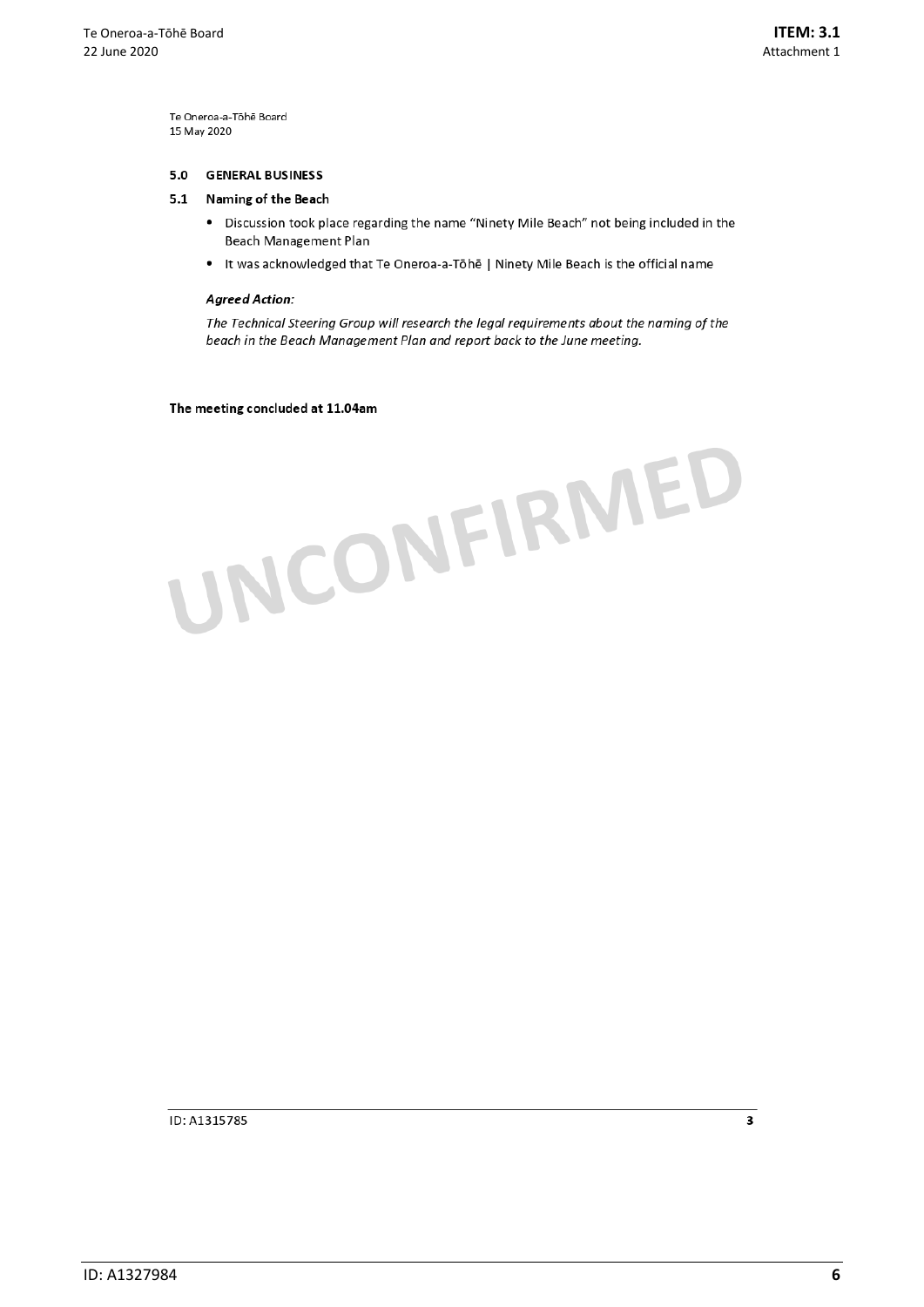Te Oneroa-a-Tōhē Board
15 May 2020

## 5.0 GENERAL BUSINESS

### 5.1 Naming of the Beach

- Discussion took place regarding the name "Ninety Mile Beach" not being included in the Beach Management Plan
- It was acknowledged that Te Oneroa-a-Tōhē | Ninety Mile Beach is the official name

***Agreed Action:***

*The Technical Steering Group will research the legal requirements about the naming of the beach in the Beach Management Plan and report back to the June meeting.*

**The meeting concluded at 11.04am**

UNCONFIRMED

ID: A1315785 3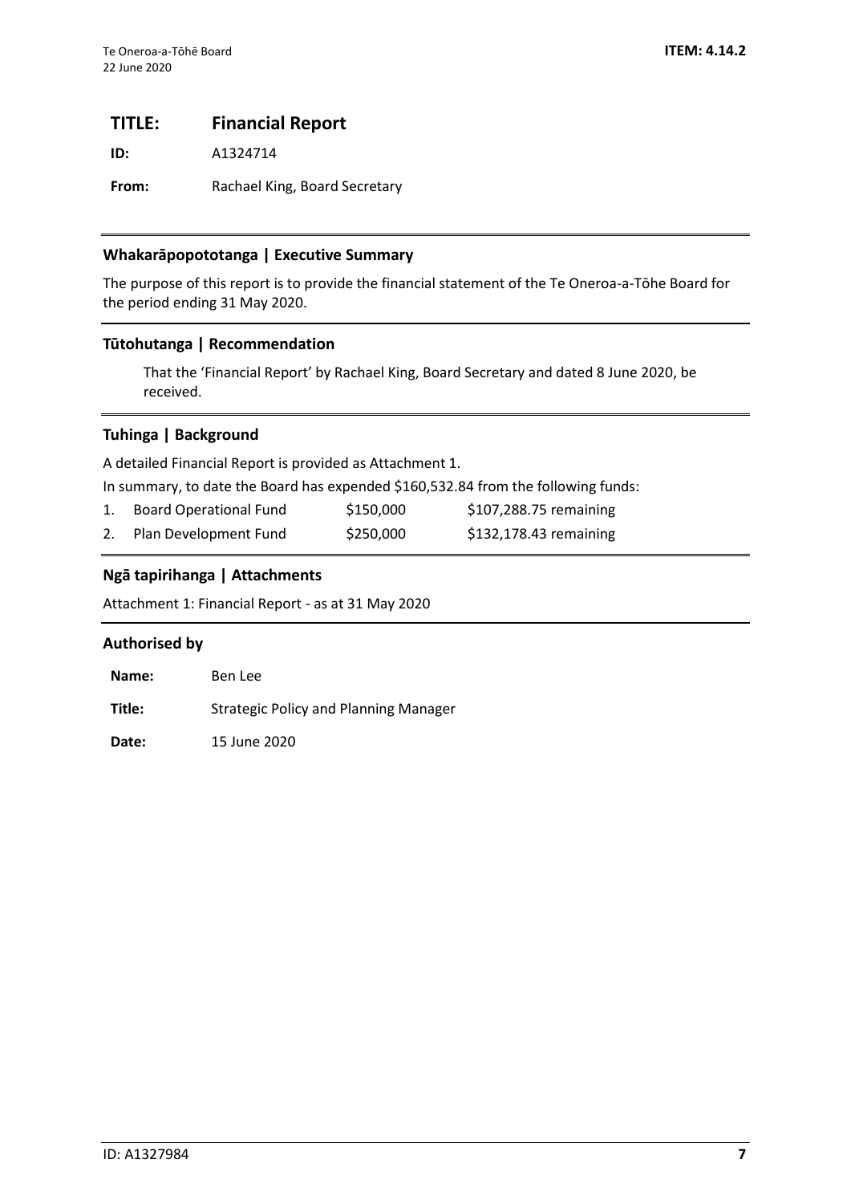# TITLE: Financial Report

**ID:** A1324714

**From:** Rachael King, Board Secretary

## Whakarāpopototanga | Executive Summary

The purpose of this report is to provide the financial statement of the Te Oneroa-a-Tōhe Board for the period ending 31 May 2020.

## Tūtohutanga | Recommendation

That the 'Financial Report' by Rachael King, Board Secretary and dated 8 June 2020, be received.

## Tuhinga | Background

A detailed Financial Report is provided as Attachment 1.

In summary, to date the Board has expended $160,532.84 from the following funds:

| | Fund | Amount | Remaining |
|---|---|---|---|
| 1. | Board Operational Fund | $150,000 | $107,288.75 remaining |
| 2. | Plan Development Fund | $250,000 | $132,178.43 remaining |

## Ngā tapirihanga | Attachments

Attachment 1: Financial Report - as at 31 May 2020

## Authorised by

**Name:** Ben Lee

**Title:** Strategic Policy and Planning Manager

**Date:** 15 June 2020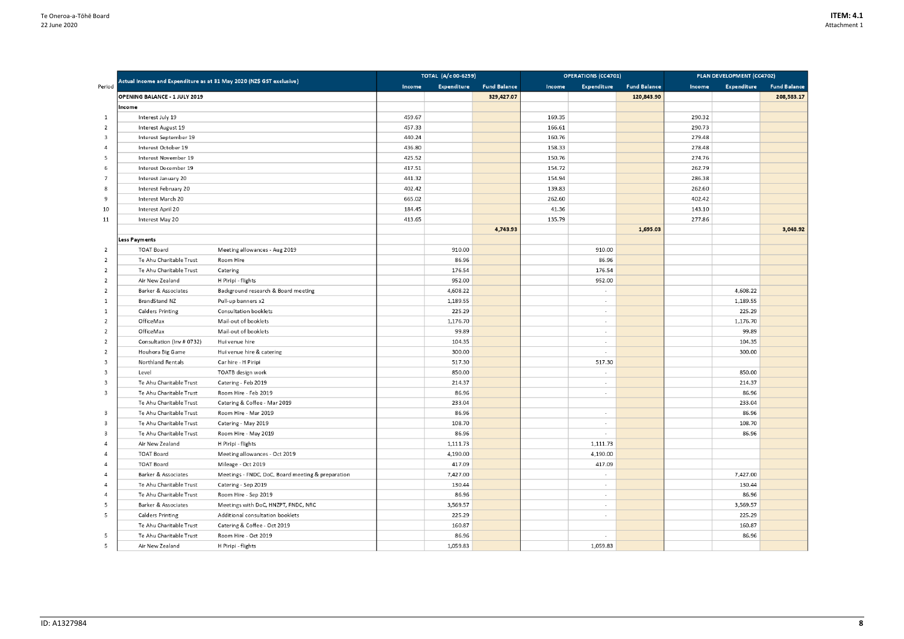| Period | Actual Income and Expenditure as at 31 May 2020 (NZ$ GST exclusive) | | TOTAL (A/c 00-6259) | | | OPERATIONS (CC4701) | | | PLAN DEVELOPMENT (CC4702) | | |
|---|---|---|---|---|---|---|---|---|---|---|---|
| | | | Income | Expenditure | Fund Balance | Income | Expenditure | Fund Balance | Income | Expenditure | Fund Balance |
| | **OPENING BALANCE - 1 JULY 2019** | | | | 329,427.07 | | | 120,843.90 | | | 208,583.17 |
| | **Income** | | | | | | | | | | |
| 1 | Interest July 19 | | 459.67 | | | 169.35 | | | 290.32 | | |
| 2 | Interest August 19 | | 457.33 | | | 166.61 | | | 290.73 | | |
| 3 | Interest September 19 | | 440.24 | | | 160.76 | | | 279.48 | | |
| 4 | Interest October 19 | | 436.80 | | | 158.33 | | | 278.48 | | |
| 5 | Interest November 19 | | 425.52 | | | 150.76 | | | 274.76 | | |
| 6 | Interest December 19 | | 417.51 | | | 154.72 | | | 262.79 | | |
| 7 | Interest January 20 | | 441.32 | | | 154.94 | | | 286.38 | | |
| 8 | Interest February 20 | | 402.42 | | | 139.83 | | | 262.60 | | |
| 9 | Interest March 20 | | 665.02 | | | 262.60 | | | 402.42 | | |
| 10 | Interest April 20 | | 184.45 | | | 41.36 | | | 143.10 | | |
| 11 | Interest May 20 | | 413.65 | | | 135.79 | | | 277.86 | | |
| | | | | | 4,743.93 | | | 1,695.03 | | | 3,048.92 |
| | **Less Payments** | | | | | | | | | | |
| 2 | TOAT Board | Meeting allowances - Aug 2019 | | 910.00 | | | 910.00 | | | | |
| 2 | Te Ahu Charitable Trust | Room Hire | | 86.96 | | | 86.96 | | | | |
| 2 | Te Ahu Charitable Trust | Catering | | 176.54 | | | 176.54 | | | | |
| 2 | Air New Zealand | H Piripi - flights | | 952.00 | | | 952.00 | | | | |
| 2 | Barker & Associates | Background research & Board meeting | | 4,608.22 | | | - | | | 4,608.22 | |
| 1 | BrandStand NZ | Pull-up banners x2 | | 1,189.55 | | | - | | | 1,189.55 | |
| 1 | Calders Printing | Consultation booklets | | 225.29 | | | - | | | 225.29 | |
| 2 | OfficeMax | Mail-out of booklets | | 1,176.70 | | | - | | | 1,176.70 | |
| 2 | OfficeMax | Mail-out of booklets | | 99.89 | | | - | | | 99.89 | |
| 2 | Consultation (Inv # 0732) | Hui venue hire | | 104.35 | | | - | | | 104.35 | |
| 2 | Houhora Big Game | Hui venue hire & catering | | 300.00 | | | - | | | 300.00 | |
| 3 | Northland Rentals | Car hire - H Piripi | | 517.30 | | | 517.30 | | | | |
| 3 | Level | TOATB design work | | 850.00 | | | - | | | 850.00 | |
| 3 | Te Ahu Charitable Trust | Catering - Feb 2019 | | 214.37 | | | - | | | 214.37 | |
| 3 | Te Ahu Charitable Trust | Room Hire - Feb 2019 | | 86.96 | | | - | | | 86.96 | |
| | Te Ahu Charitable Trust | Catering & Coffee - Mar 2019 | | 233.04 | | | | | | 233.04 | |
| 3 | Te Ahu Charitable Trust | Room Hire - Mar 2019 | | 86.96 | | | - | | | 86.96 | |
| 3 | Te Ahu Charitable Trust | Catering - May 2019 | | 108.70 | | | - | | | 108.70 | |
| 3 | Te Ahu Charitable Trust | Room Hire - May 2019 | | 86.96 | | | - | | | 86.96 | |
| 4 | Air New Zealand | H Piripi - flights | | 1,111.73 | | | 1,111.73 | | | | |
| 4 | TOAT Board | Meeting allowances - Oct 2019 | | 4,190.00 | | | 4,190.00 | | | | |
| 4 | TOAT Board | Mileage - Oct 2019 | | 417.09 | | | 417.09 | | | | |
| 4 | Barker & Associates | Meetings - FNDC, DoC, Board meeting & preparation | | 7,427.00 | | | - | | | 7,427.00 | |
| 4 | Te Ahu Charitable Trust | Catering - Sep 2019 | | 130.44 | | | - | | | 130.44 | |
| 4 | Te Ahu Charitable Trust | Room Hire - Sep 2019 | | 86.96 | | | - | | | 86.96 | |
| 5 | Barker & Associates | Meetings with DoC, HNZPT, FNDC, NRC | | 3,569.57 | | | - | | | 3,569.57 | |
| 5 | Calders Printing | Additional consultation booklets | | 225.29 | | | - | | | 225.29 | |
| | Te Ahu Charitable Trust | Catering & Coffee - Oct 2019 | | 160.87 | | | | | | 160.87 | |
| 5 | Te Ahu Charitable Trust | Room Hire - Oct 2019 | | 86.96 | | | - | | | 86.96 | |
| 5 | Air New Zealand | H Piripi - flights | | 1,059.83 | | | 1,059.83 | | | | |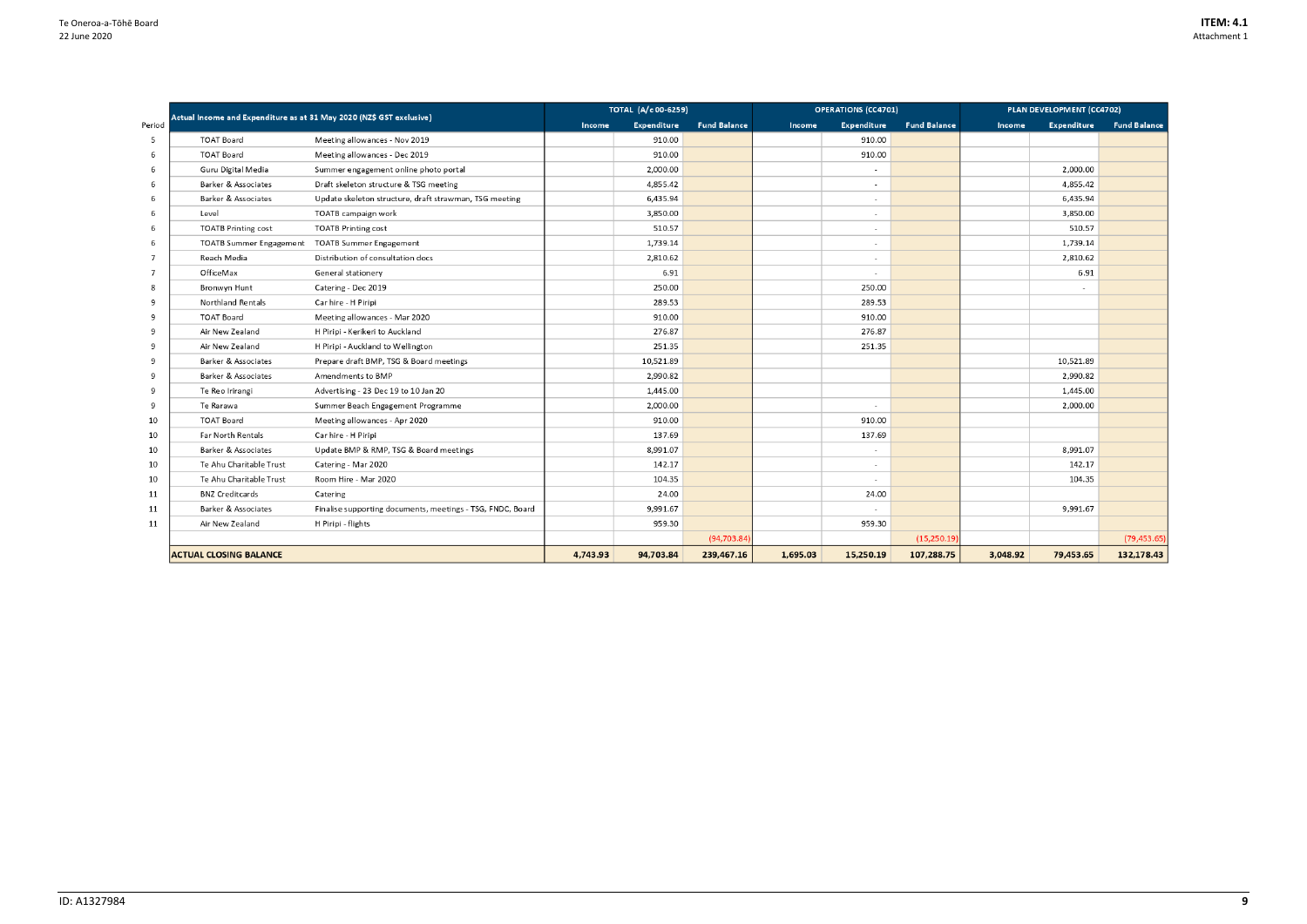| Period | Actual Income and Expenditure as at 31 May 2020 (NZ$ GST exclusive) | | TOTAL (A/c 00-6259) | | | OPERATIONS (CC4701) | | | PLAN DEVELOPMENT (CC4702) | | |
|---|---|---|---|---|---|---|---|---|---|---|---|
| | | | Income | Expenditure | Fund Balance | Income | Expenditure | Fund Balance | Income | Expenditure | Fund Balance |
| 5 | TOAT Board | Meeting allowances - Nov 2019 | | 910.00 | | | 910.00 | | | | |
| 6 | TOAT Board | Meeting allowances - Dec 2019 | | 910.00 | | | 910.00 | | | | |
| 6 | Guru Digital Media | Summer engagement online photo portal | | 2,000.00 | | | - | | | 2,000.00 | |
| 6 | Barker & Associates | Draft skeleton structure & TSG meeting | | 4,855.42 | | | - | | | 4,855.42 | |
| 6 | Barker & Associates | Update skeleton structure, draft strawman, TSG meeting | | 6,435.94 | | | - | | | 6,435.94 | |
| 6 | Level | TOATB campaign work | | 3,850.00 | | | - | | | 3,850.00 | |
| 6 | TOATB Printing cost | TOATB Printing cost | | 510.57 | | | - | | | 510.57 | |
| 6 | TOATB Summer Engagement | TOATB Summer Engagement | | 1,739.14 | | | - | | | 1,739.14 | |
| 7 | Reach Media | Distribution of consultation docs | | 2,810.62 | | | - | | | 2,810.62 | |
| 7 | OfficeMax | General stationery | | 6.91 | | | - | | | 6.91 | |
| 8 | Bronwyn Hunt | Catering - Dec 2019 | | 250.00 | | | 250.00 | | | - | |
| 9 | Northland Rentals | Car hire - H Piripi | | 289.53 | | | 289.53 | | | | |
| 9 | TOAT Board | Meeting allowances - Mar 2020 | | 910.00 | | | 910.00 | | | | |
| 9 | Air New Zealand | H Piripi - Kerikeri to Auckland | | 276.87 | | | 276.87 | | | | |
| 9 | Air New Zealand | H Piripi - Auckland to Wellington | | 251.35 | | | 251.35 | | | | |
| 9 | Barker & Associates | Prepare draft BMP, TSG & Board meetings | | 10,521.89 | | | | | | 10,521.89 | |
| 9 | Barker & Associates | Amendments to BMP | | 2,990.82 | | | | | | 2,990.82 | |
| 9 | Te Reo Irirangi | Advertising - 23 Dec 19 to 10 Jan 20 | | 1,445.00 | | | | | | 1,445.00 | |
| 9 | Te Rarawa | Summer Beach Engagement Programme | | 2,000.00 | | | - | | | 2,000.00 | |
| 10 | TOAT Board | Meeting allowances - Apr 2020 | | 910.00 | | | 910.00 | | | | |
| 10 | Far North Rentals | Car hire - H Piripi | | 137.69 | | | 137.69 | | | | |
| 10 | Barker & Associates | Update BMP & RMP, TSG & Board meetings | | 8,991.07 | | | - | | | 8,991.07 | |
| 10 | Te Ahu Charitable Trust | Catering - Mar 2020 | | 142.17 | | | - | | | 142.17 | |
| 10 | Te Ahu Charitable Trust | Room Hire - Mar 2020 | | 104.35 | | | - | | | 104.35 | |
| 11 | BNZ Creditcards | Catering | | 24.00 | | | 24.00 | | | | |
| 11 | Barker & Associates | Finalise supporting documents, meetings - TSG, FNDC, Board | | 9,991.67 | | | - | | | 9,991.67 | |
| 11 | Air New Zealand | H Piripi - flights | | 959.30 | | | 959.30 | | | | |
| | | | | | (94,703.84) | | | (15,250.19) | | | (79,453.65) |
| | **ACTUAL CLOSING BALANCE** | | **4,743.93** | **94,703.84** | **239,467.16** | **1,695.03** | **15,250.19** | **107,288.75** | **3,048.92** | **79,453.65** | **132,178.43** |